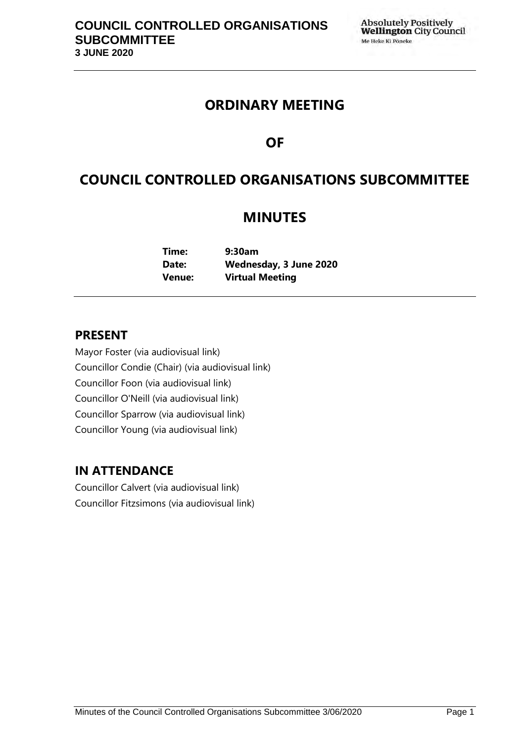# ORDINARY MEETING

# OF

# COUNCIL CONTROLLED ORGANISATIONS SUBCOMMITTEE

# MINUTES

**Time:** 9:30am
**Date:** Wednesday, 3 June 2020
**Venue:** Virtual Meeting

## PRESENT

Mayor Foster (via audiovisual link)
Councillor Condie (Chair) (via audiovisual link)
Councillor Foon (via audiovisual link)
Councillor O'Neill (via audiovisual link)
Councillor Sparrow (via audiovisual link)
Councillor Young (via audiovisual link)

## IN ATTENDANCE

Councillor Calvert (via audiovisual link)
Councillor Fitzsimons (via audiovisual link)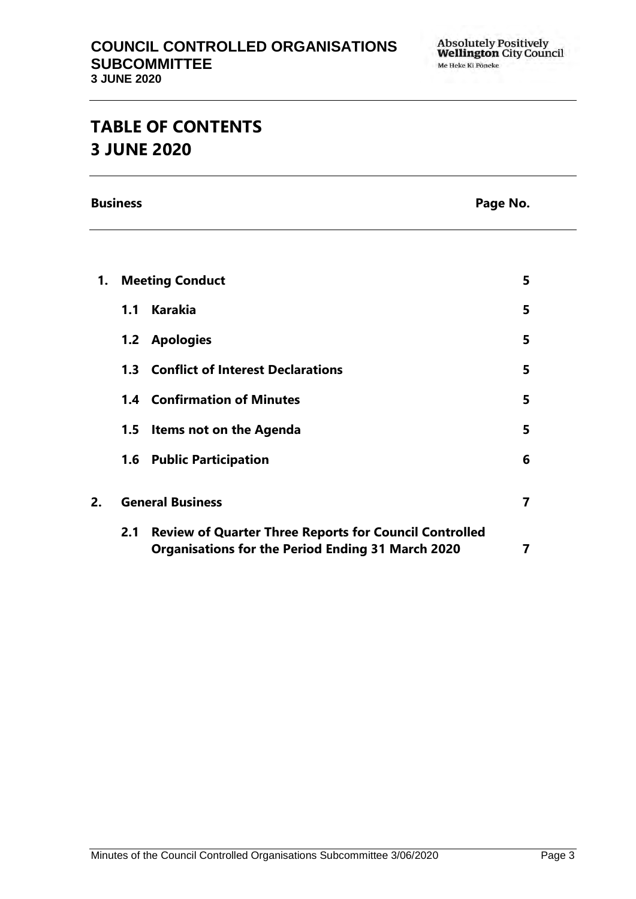# TABLE OF CONTENTS
# 3 JUNE 2020

| Business | | Page No. |
|---|---|---|
| **1.** | **Meeting Conduct** | **5** |
| **1.1** | **Karakia** | **5** |
| **1.2** | **Apologies** | **5** |
| **1.3** | **Conflict of Interest Declarations** | **5** |
| **1.4** | **Confirmation of Minutes** | **5** |
| **1.5** | **Items not on the Agenda** | **5** |
| **1.6** | **Public Participation** | **6** |
| **2.** | **General Business** | **7** |
| **2.1** | **Review of Quarter Three Reports for Council Controlled Organisations for the Period Ending 31 March 2020** | **7** |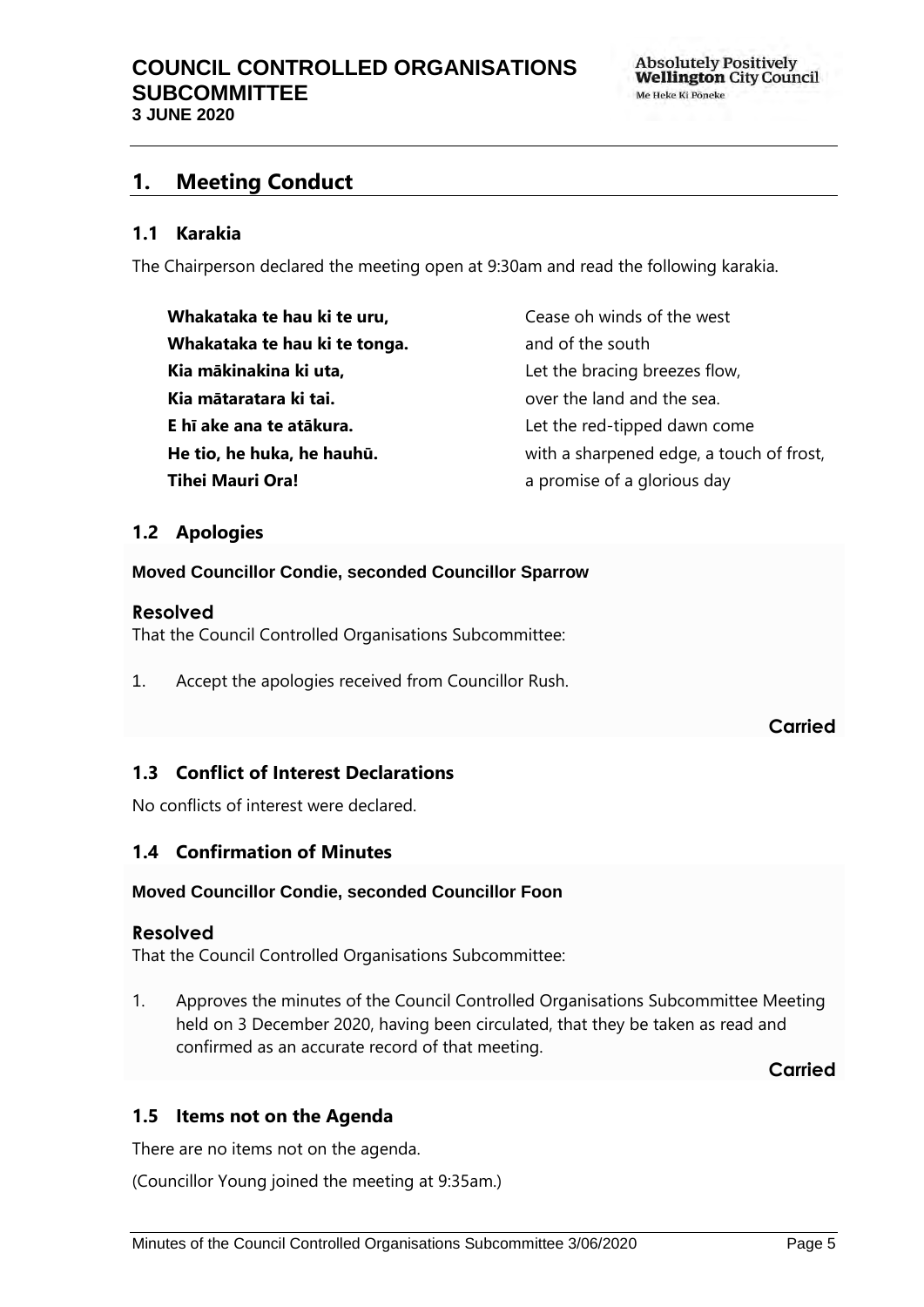# 1. Meeting Conduct

## 1.1 Karakia

The Chairperson declared the meeting open at 9:30am and read the following karakia.

| | |
|---|---|
| **Whakataka te hau ki te uru,** | Cease oh winds of the west |
| **Whakataka te hau ki te tonga.** | and of the south |
| **Kia mākinakina ki uta,** | Let the bracing breezes flow, |
| **Kia mātaratara ki tai.** | over the land and the sea. |
| **E hī ake ana te atākura.** | Let the red-tipped dawn come |
| **He tio, he huka, he hauhū.** | with a sharpened edge, a touch of frost, |
| **Tihei Mauri Ora!** | a promise of a glorious day |

## 1.2 Apologies

**Moved Councillor Condie, seconded Councillor Sparrow**

**Resolved**

That the Council Controlled Organisations Subcommittee:

1. Accept the apologies received from Councillor Rush.

**Carried**

## 1.3 Conflict of Interest Declarations

No conflicts of interest were declared.

## 1.4 Confirmation of Minutes

**Moved Councillor Condie, seconded Councillor Foon**

**Resolved**

That the Council Controlled Organisations Subcommittee:

1. Approves the minutes of the Council Controlled Organisations Subcommittee Meeting held on 3 December 2020, having been circulated, that they be taken as read and confirmed as an accurate record of that meeting.

**Carried**

## 1.5 Items not on the Agenda

There are no items not on the agenda.

(Councillor Young joined the meeting at 9:35am.)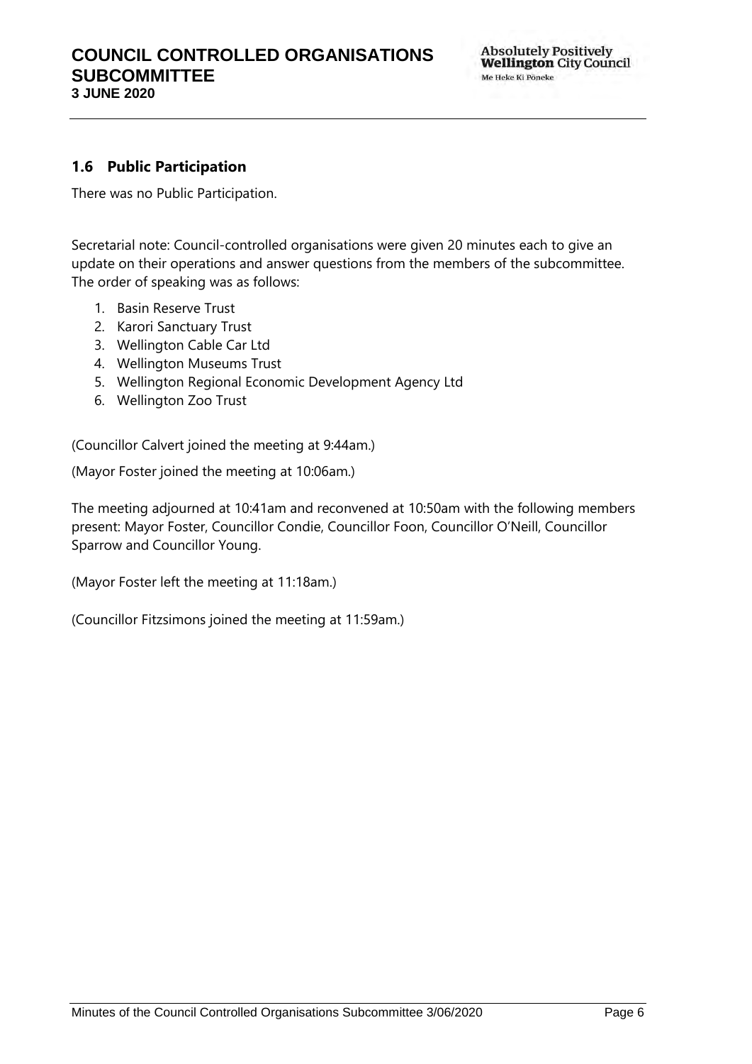### 1.6 Public Participation

There was no Public Participation.

Secretarial note: Council-controlled organisations were given 20 minutes each to give an update on their operations and answer questions from the members of the subcommittee. The order of speaking was as follows:

1. Basin Reserve Trust
2. Karori Sanctuary Trust
3. Wellington Cable Car Ltd
4. Wellington Museums Trust
5. Wellington Regional Economic Development Agency Ltd
6. Wellington Zoo Trust

(Councillor Calvert joined the meeting at 9:44am.)

(Mayor Foster joined the meeting at 10:06am.)

The meeting adjourned at 10:41am and reconvened at 10:50am with the following members present: Mayor Foster, Councillor Condie, Councillor Foon, Councillor O'Neill, Councillor Sparrow and Councillor Young.

(Mayor Foster left the meeting at 11:18am.)

(Councillor Fitzsimons joined the meeting at 11:59am.)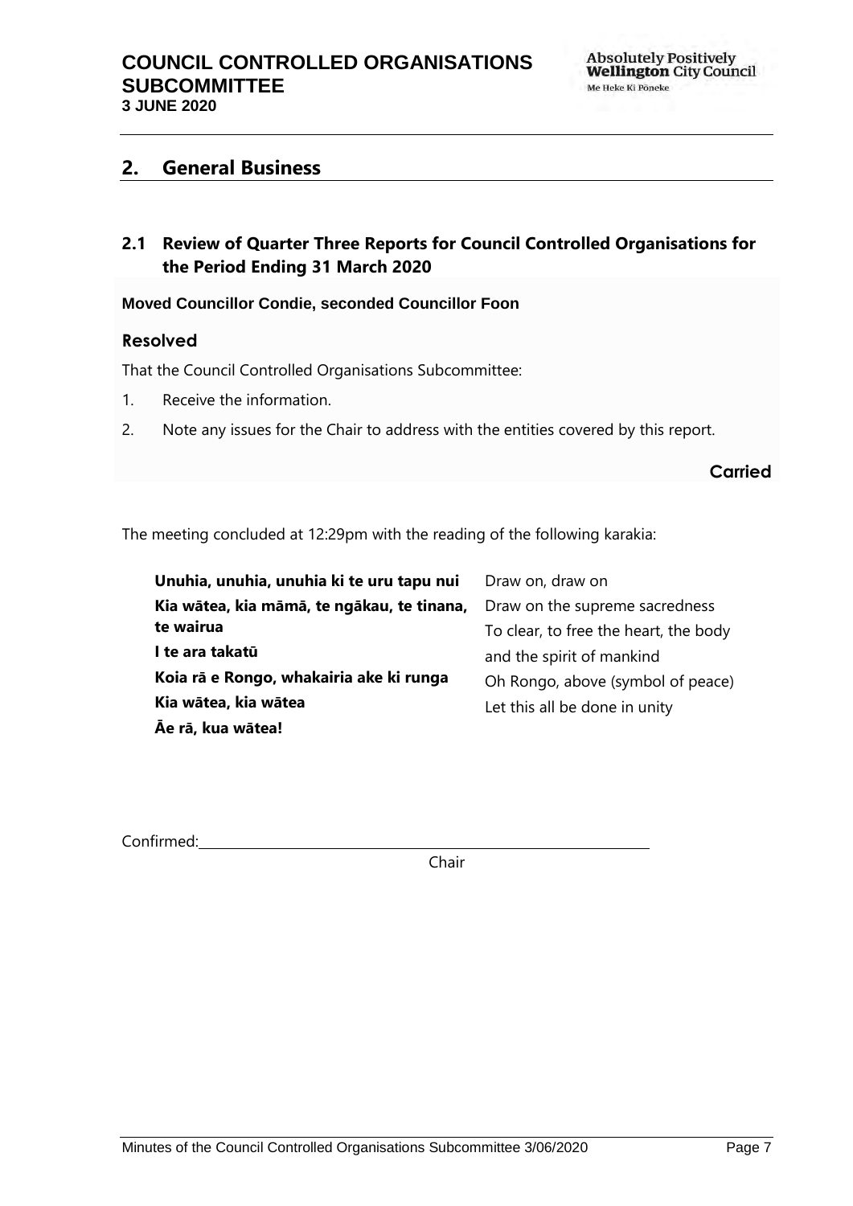## 2. General Business

### 2.1 Review of Quarter Three Reports for Council Controlled Organisations for the Period Ending 31 March 2020

**Moved Councillor Condie, seconded Councillor Foon**

**Resolved**

That the Council Controlled Organisations Subcommittee:

1. Receive the information.
2. Note any issues for the Chair to address with the entities covered by this report.

**Carried**

The meeting concluded at 12:29pm with the reading of the following karakia:

| | |
|---|---|
| **Unuhia, unuhia, unuhia ki te uru tapu nui** | Draw on, draw on |
| **Kia wātea, kia māmā, te ngākau, te tinana, te wairua** | Draw on the supreme sacredness |
| **I te ara takatū** | To clear, to free the heart, the body |
| **Koia rā e Rongo, whakairia ake ki runga** | and the spirit of mankind |
| **Kia wātea, kia wātea** | Oh Rongo, above (symbol of peace) |
| **Āe rā, kua wātea!** | Let this all be done in unity |

Confirmed: ______________________________

Chair